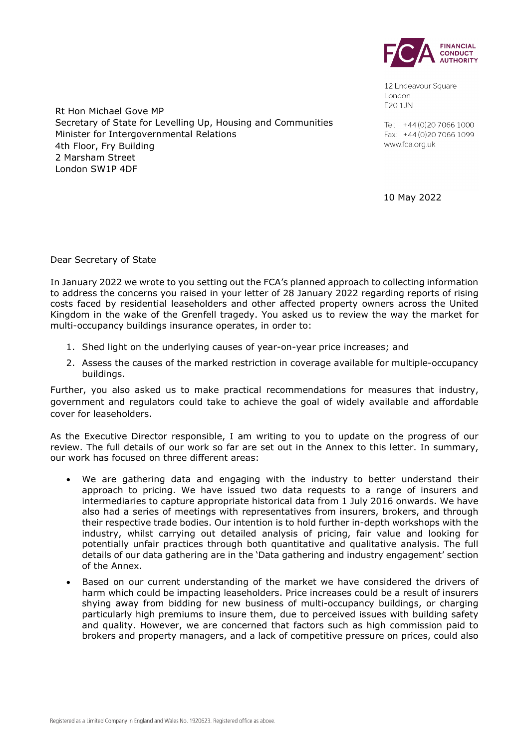FINANCIAL CONDUCT AUTHORITY

12 Endeavour Square
London
E20 1JN

Tel: +44 (0)20 7066 1000
Fax: +44 (0)20 7066 1099
www.fca.org.uk

Rt Hon Michael Gove MP
Secretary of State for Levelling Up, Housing and Communities
Minister for Intergovernmental Relations
4th Floor, Fry Building
2 Marsham Street
London SW1P 4DF

10 May 2022

Dear Secretary of State

In January 2022 we wrote to you setting out the FCA's planned approach to collecting information to address the concerns you raised in your letter of 28 January 2022 regarding reports of rising costs faced by residential leaseholders and other affected property owners across the United Kingdom in the wake of the Grenfell tragedy. You asked us to review the way the market for multi-occupancy buildings insurance operates, in order to:

1. Shed light on the underlying causes of year-on-year price increases; and
2. Assess the causes of the marked restriction in coverage available for multiple-occupancy buildings.

Further, you also asked us to make practical recommendations for measures that industry, government and regulators could take to achieve the goal of widely available and affordable cover for leaseholders.

As the Executive Director responsible, I am writing to you to update on the progress of our review. The full details of our work so far are set out in the Annex to this letter. In summary, our work has focused on three different areas:

- We are gathering data and engaging with the industry to better understand their approach to pricing. We have issued two data requests to a range of insurers and intermediaries to capture appropriate historical data from 1 July 2016 onwards. We have also had a series of meetings with representatives from insurers, brokers, and through their respective trade bodies. Our intention is to hold further in-depth workshops with the industry, whilst carrying out detailed analysis of pricing, fair value and looking for potentially unfair practices through both quantitative and qualitative analysis. The full details of our data gathering are in the 'Data gathering and industry engagement' section of the Annex.
- Based on our current understanding of the market we have considered the drivers of harm which could be impacting leaseholders. Price increases could be a result of insurers shying away from bidding for new business of multi-occupancy buildings, or charging particularly high premiums to insure them, due to perceived issues with building safety and quality. However, we are concerned that factors such as high commission paid to brokers and property managers, and a lack of competitive pressure on prices, could also

Registered as a Limited Company in England and Wales No. 1920623. Registered office as above.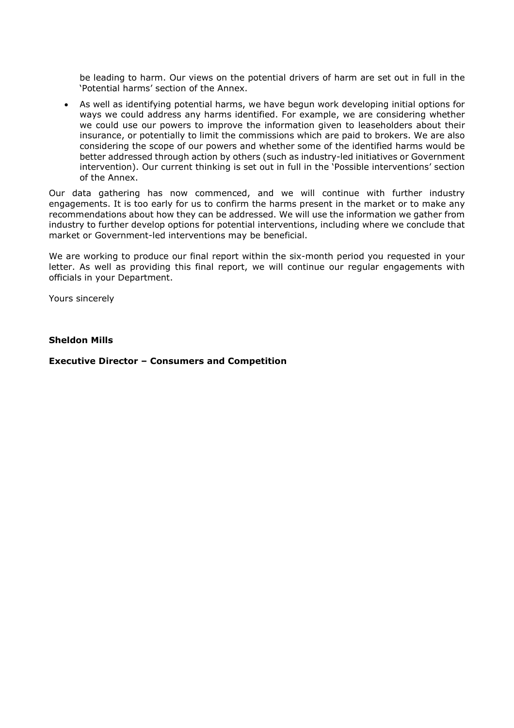be leading to harm. Our views on the potential drivers of harm are set out in full in the 'Potential harms' section of the Annex.

- As well as identifying potential harms, we have begun work developing initial options for ways we could address any harms identified. For example, we are considering whether we could use our powers to improve the information given to leaseholders about their insurance, or potentially to limit the commissions which are paid to brokers. We are also considering the scope of our powers and whether some of the identified harms would be better addressed through action by others (such as industry-led initiatives or Government intervention). Our current thinking is set out in full in the 'Possible interventions' section of the Annex.

Our data gathering has now commenced, and we will continue with further industry engagements. It is too early for us to confirm the harms present in the market or to make any recommendations about how they can be addressed. We will use the information we gather from industry to further develop options for potential interventions, including where we conclude that market or Government-led interventions may be beneficial.

We are working to produce our final report within the six-month period you requested in your letter. As well as providing this final report, we will continue our regular engagements with officials in your Department.

Yours sincerely

**Sheldon Mills**

**Executive Director – Consumers and Competition**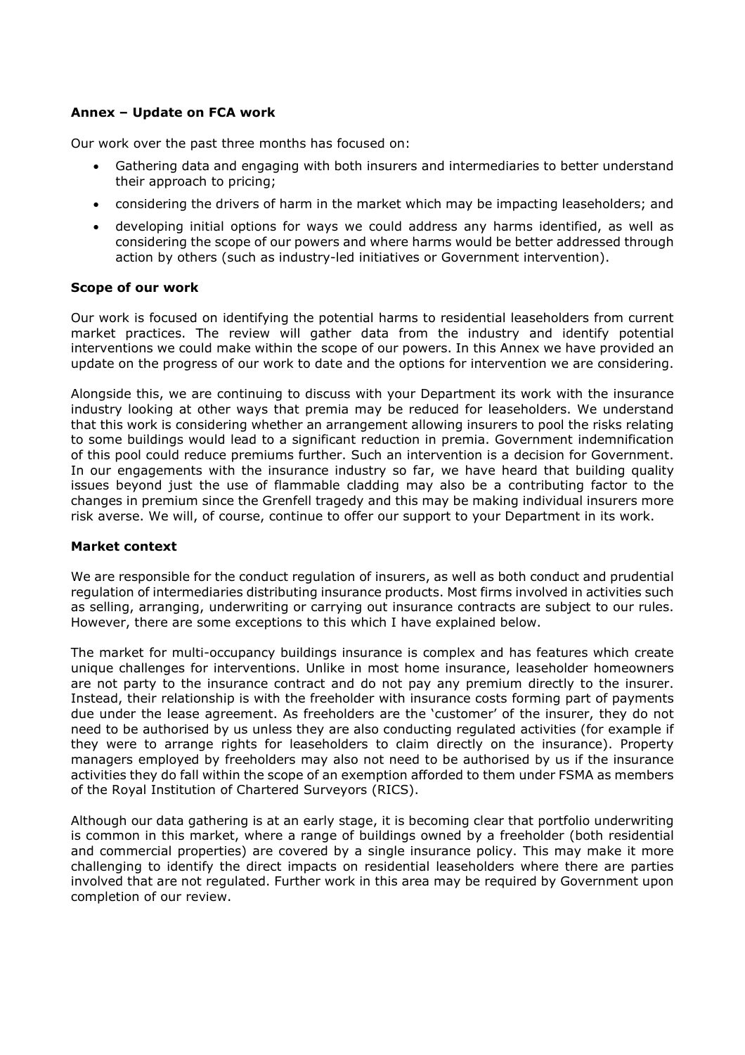**Annex – Update on FCA work**

Our work over the past three months has focused on:

- Gathering data and engaging with both insurers and intermediaries to better understand their approach to pricing;
- considering the drivers of harm in the market which may be impacting leaseholders; and
- developing initial options for ways we could address any harms identified, as well as considering the scope of our powers and where harms would be better addressed through action by others (such as industry-led initiatives or Government intervention).

**Scope of our work**

Our work is focused on identifying the potential harms to residential leaseholders from current market practices. The review will gather data from the industry and identify potential interventions we could make within the scope of our powers. In this Annex we have provided an update on the progress of our work to date and the options for intervention we are considering.

Alongside this, we are continuing to discuss with your Department its work with the insurance industry looking at other ways that premia may be reduced for leaseholders. We understand that this work is considering whether an arrangement allowing insurers to pool the risks relating to some buildings would lead to a significant reduction in premia. Government indemnification of this pool could reduce premiums further. Such an intervention is a decision for Government. In our engagements with the insurance industry so far, we have heard that building quality issues beyond just the use of flammable cladding may also be a contributing factor to the changes in premium since the Grenfell tragedy and this may be making individual insurers more risk averse. We will, of course, continue to offer our support to your Department in its work.

**Market context**

We are responsible for the conduct regulation of insurers, as well as both conduct and prudential regulation of intermediaries distributing insurance products. Most firms involved in activities such as selling, arranging, underwriting or carrying out insurance contracts are subject to our rules. However, there are some exceptions to this which I have explained below.

The market for multi-occupancy buildings insurance is complex and has features which create unique challenges for interventions. Unlike in most home insurance, leaseholder homeowners are not party to the insurance contract and do not pay any premium directly to the insurer. Instead, their relationship is with the freeholder with insurance costs forming part of payments due under the lease agreement. As freeholders are the 'customer' of the insurer, they do not need to be authorised by us unless they are also conducting regulated activities (for example if they were to arrange rights for leaseholders to claim directly on the insurance). Property managers employed by freeholders may also not need to be authorised by us if the insurance activities they do fall within the scope of an exemption afforded to them under FSMA as members of the Royal Institution of Chartered Surveyors (RICS).

Although our data gathering is at an early stage, it is becoming clear that portfolio underwriting is common in this market, where a range of buildings owned by a freeholder (both residential and commercial properties) are covered by a single insurance policy. This may make it more challenging to identify the direct impacts on residential leaseholders where there are parties involved that are not regulated. Further work in this area may be required by Government upon completion of our review.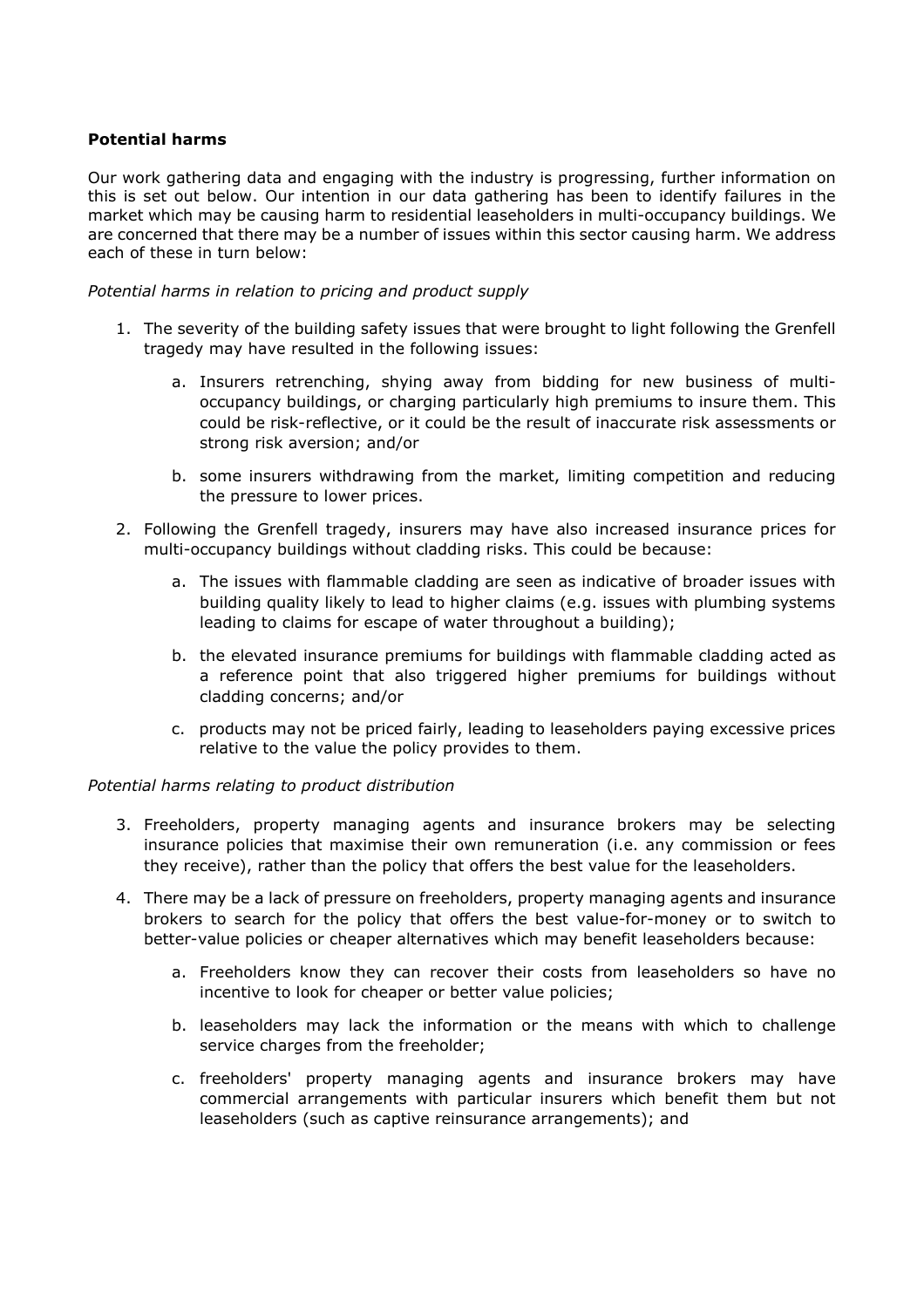**Potential harms**

Our work gathering data and engaging with the industry is progressing, further information on this is set out below. Our intention in our data gathering has been to identify failures in the market which may be causing harm to residential leaseholders in multi-occupancy buildings. We are concerned that there may be a number of issues within this sector causing harm. We address each of these in turn below:

*Potential harms in relation to pricing and product supply*

1. The severity of the building safety issues that were brought to light following the Grenfell tragedy may have resulted in the following issues:

    a. Insurers retrenching, shying away from bidding for new business of multi-occupancy buildings, or charging particularly high premiums to insure them. This could be risk-reflective, or it could be the result of inaccurate risk assessments or strong risk aversion; and/or

    b. some insurers withdrawing from the market, limiting competition and reducing the pressure to lower prices.

2. Following the Grenfell tragedy, insurers may have also increased insurance prices for multi-occupancy buildings without cladding risks. This could be because:

    a. The issues with flammable cladding are seen as indicative of broader issues with building quality likely to lead to higher claims (e.g. issues with plumbing systems leading to claims for escape of water throughout a building);

    b. the elevated insurance premiums for buildings with flammable cladding acted as a reference point that also triggered higher premiums for buildings without cladding concerns; and/or

    c. products may not be priced fairly, leading to leaseholders paying excessive prices relative to the value the policy provides to them.

*Potential harms relating to product distribution*

3. Freeholders, property managing agents and insurance brokers may be selecting insurance policies that maximise their own remuneration (i.e. any commission or fees they receive), rather than the policy that offers the best value for the leaseholders.

4. There may be a lack of pressure on freeholders, property managing agents and insurance brokers to search for the policy that offers the best value-for-money or to switch to better-value policies or cheaper alternatives which may benefit leaseholders because:

    a. Freeholders know they can recover their costs from leaseholders so have no incentive to look for cheaper or better value policies;

    b. leaseholders may lack the information or the means with which to challenge service charges from the freeholder;

    c. freeholders' property managing agents and insurance brokers may have commercial arrangements with particular insurers which benefit them but not leaseholders (such as captive reinsurance arrangements); and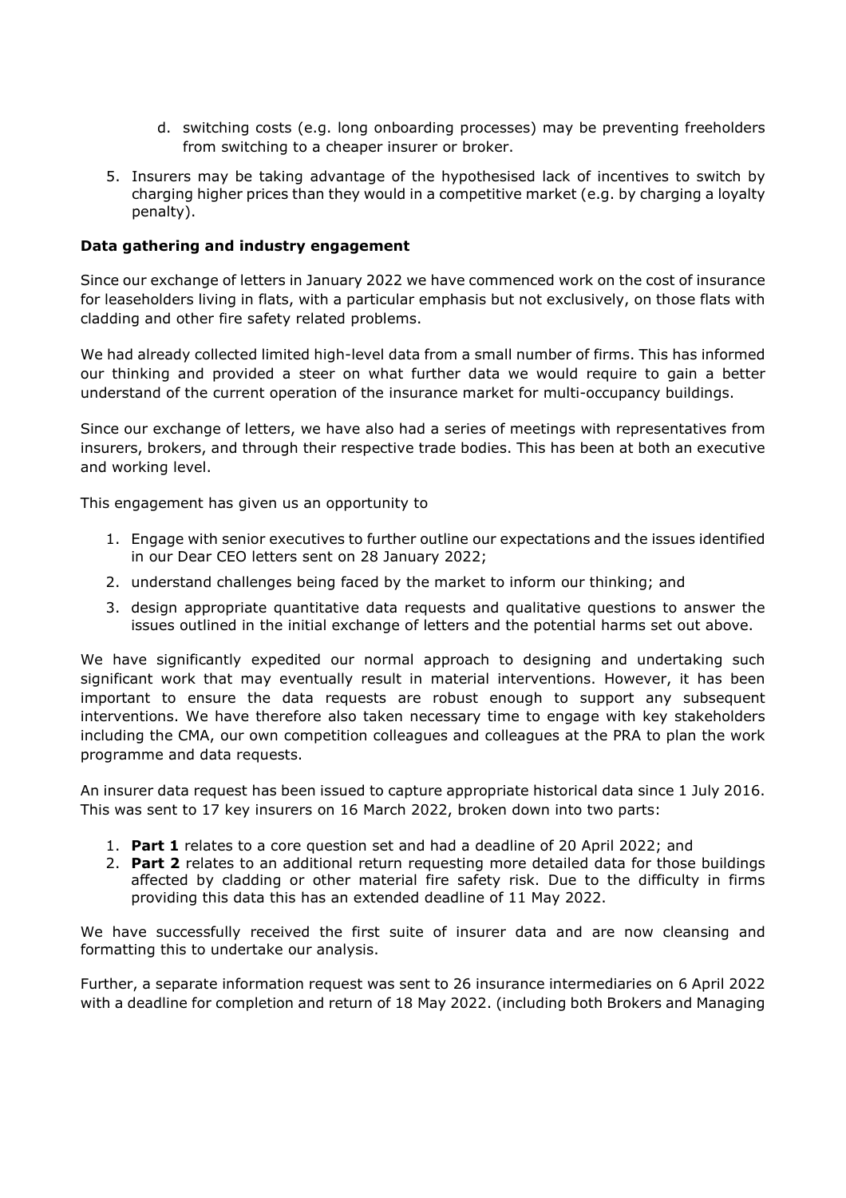d. switching costs (e.g. long onboarding processes) may be preventing freeholders from switching to a cheaper insurer or broker.

5. Insurers may be taking advantage of the hypothesised lack of incentives to switch by charging higher prices than they would in a competitive market (e.g. by charging a loyalty penalty).

**Data gathering and industry engagement**

Since our exchange of letters in January 2022 we have commenced work on the cost of insurance for leaseholders living in flats, with a particular emphasis but not exclusively, on those flats with cladding and other fire safety related problems.

We had already collected limited high-level data from a small number of firms. This has informed our thinking and provided a steer on what further data we would require to gain a better understand of the current operation of the insurance market for multi-occupancy buildings.

Since our exchange of letters, we have also had a series of meetings with representatives from insurers, brokers, and through their respective trade bodies. This has been at both an executive and working level.

This engagement has given us an opportunity to

1. Engage with senior executives to further outline our expectations and the issues identified in our Dear CEO letters sent on 28 January 2022;
2. understand challenges being faced by the market to inform our thinking; and
3. design appropriate quantitative data requests and qualitative questions to answer the issues outlined in the initial exchange of letters and the potential harms set out above.

We have significantly expedited our normal approach to designing and undertaking such significant work that may eventually result in material interventions. However, it has been important to ensure the data requests are robust enough to support any subsequent interventions. We have therefore also taken necessary time to engage with key stakeholders including the CMA, our own competition colleagues and colleagues at the PRA to plan the work programme and data requests.

An insurer data request has been issued to capture appropriate historical data since 1 July 2016. This was sent to 17 key insurers on 16 March 2022, broken down into two parts:

1. **Part 1** relates to a core question set and had a deadline of 20 April 2022; and
2. **Part 2** relates to an additional return requesting more detailed data for those buildings affected by cladding or other material fire safety risk. Due to the difficulty in firms providing this data this has an extended deadline of 11 May 2022.

We have successfully received the first suite of insurer data and are now cleansing and formatting this to undertake our analysis.

Further, a separate information request was sent to 26 insurance intermediaries on 6 April 2022 with a deadline for completion and return of 18 May 2022. (including both Brokers and Managing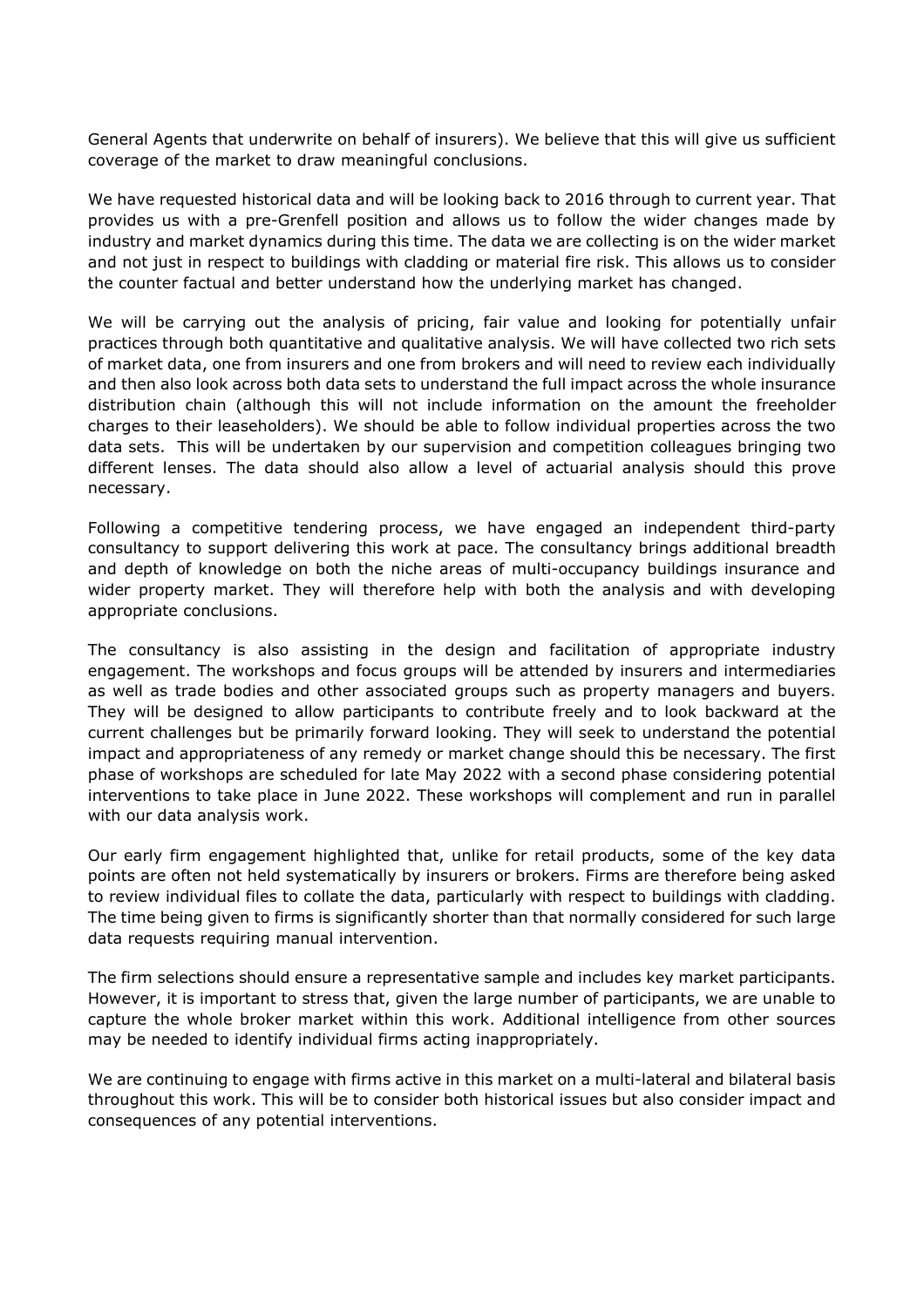General Agents that underwrite on behalf of insurers). We believe that this will give us sufficient coverage of the market to draw meaningful conclusions.

We have requested historical data and will be looking back to 2016 through to current year. That provides us with a pre-Grenfell position and allows us to follow the wider changes made by industry and market dynamics during this time. The data we are collecting is on the wider market and not just in respect to buildings with cladding or material fire risk. This allows us to consider the counter factual and better understand how the underlying market has changed.

We will be carrying out the analysis of pricing, fair value and looking for potentially unfair practices through both quantitative and qualitative analysis. We will have collected two rich sets of market data, one from insurers and one from brokers and will need to review each individually and then also look across both data sets to understand the full impact across the whole insurance distribution chain (although this will not include information on the amount the freeholder charges to their leaseholders). We should be able to follow individual properties across the two data sets. This will be undertaken by our supervision and competition colleagues bringing two different lenses. The data should also allow a level of actuarial analysis should this prove necessary.

Following a competitive tendering process, we have engaged an independent third-party consultancy to support delivering this work at pace. The consultancy brings additional breadth and depth of knowledge on both the niche areas of multi-occupancy buildings insurance and wider property market. They will therefore help with both the analysis and with developing appropriate conclusions.

The consultancy is also assisting in the design and facilitation of appropriate industry engagement. The workshops and focus groups will be attended by insurers and intermediaries as well as trade bodies and other associated groups such as property managers and buyers. They will be designed to allow participants to contribute freely and to look backward at the current challenges but be primarily forward looking. They will seek to understand the potential impact and appropriateness of any remedy or market change should this be necessary. The first phase of workshops are scheduled for late May 2022 with a second phase considering potential interventions to take place in June 2022. These workshops will complement and run in parallel with our data analysis work.

Our early firm engagement highlighted that, unlike for retail products, some of the key data points are often not held systematically by insurers or brokers. Firms are therefore being asked to review individual files to collate the data, particularly with respect to buildings with cladding. The time being given to firms is significantly shorter than that normally considered for such large data requests requiring manual intervention.

The firm selections should ensure a representative sample and includes key market participants. However, it is important to stress that, given the large number of participants, we are unable to capture the whole broker market within this work. Additional intelligence from other sources may be needed to identify individual firms acting inappropriately.

We are continuing to engage with firms active in this market on a multi-lateral and bilateral basis throughout this work. This will be to consider both historical issues but also consider impact and consequences of any potential interventions.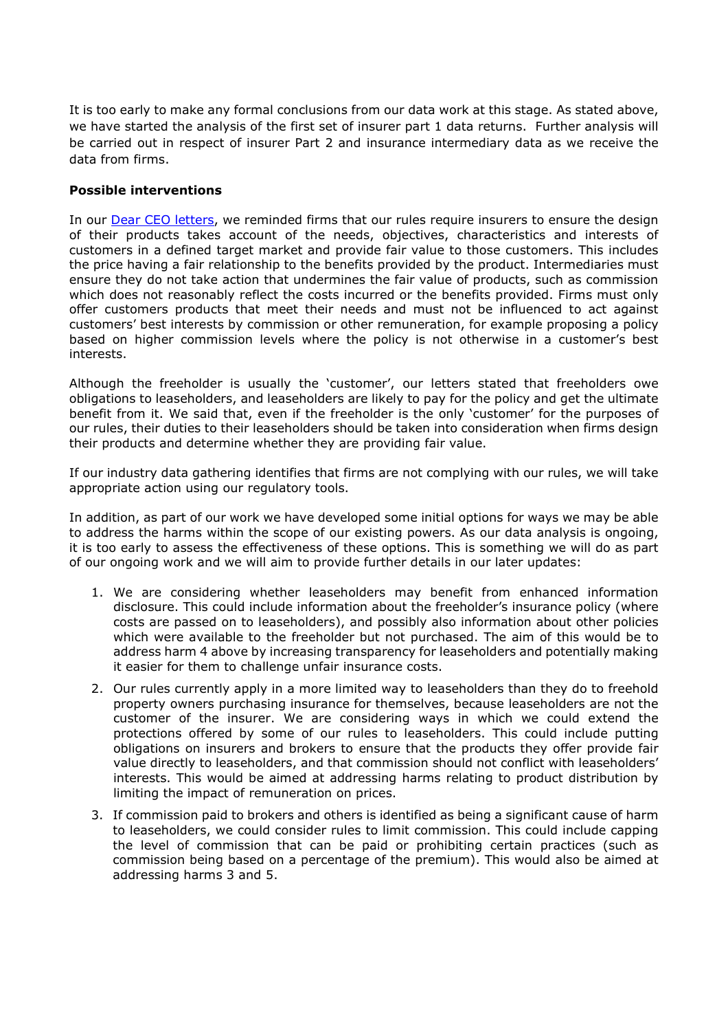It is too early to make any formal conclusions from our data work at this stage. As stated above, we have started the analysis of the first set of insurer part 1 data returns. Further analysis will be carried out in respect of insurer Part 2 and insurance intermediary data as we receive the data from firms.

**Possible interventions**

In our Dear CEO letters, we reminded firms that our rules require insurers to ensure the design of their products takes account of the needs, objectives, characteristics and interests of customers in a defined target market and provide fair value to those customers. This includes the price having a fair relationship to the benefits provided by the product. Intermediaries must ensure they do not take action that undermines the fair value of products, such as commission which does not reasonably reflect the costs incurred or the benefits provided. Firms must only offer customers products that meet their needs and must not be influenced to act against customers' best interests by commission or other remuneration, for example proposing a policy based on higher commission levels where the policy is not otherwise in a customer's best interests.

Although the freeholder is usually the 'customer', our letters stated that freeholders owe obligations to leaseholders, and leaseholders are likely to pay for the policy and get the ultimate benefit from it. We said that, even if the freeholder is the only 'customer' for the purposes of our rules, their duties to their leaseholders should be taken into consideration when firms design their products and determine whether they are providing fair value.

If our industry data gathering identifies that firms are not complying with our rules, we will take appropriate action using our regulatory tools.

In addition, as part of our work we have developed some initial options for ways we may be able to address the harms within the scope of our existing powers. As our data analysis is ongoing, it is too early to assess the effectiveness of these options. This is something we will do as part of our ongoing work and we will aim to provide further details in our later updates:

1. We are considering whether leaseholders may benefit from enhanced information disclosure. This could include information about the freeholder's insurance policy (where costs are passed on to leaseholders), and possibly also information about other policies which were available to the freeholder but not purchased. The aim of this would be to address harm 4 above by increasing transparency for leaseholders and potentially making it easier for them to challenge unfair insurance costs.
2. Our rules currently apply in a more limited way to leaseholders than they do to freehold property owners purchasing insurance for themselves, because leaseholders are not the customer of the insurer. We are considering ways in which we could extend the protections offered by some of our rules to leaseholders. This could include putting obligations on insurers and brokers to ensure that the products they offer provide fair value directly to leaseholders, and that commission should not conflict with leaseholders' interests. This would be aimed at addressing harms relating to product distribution by limiting the impact of remuneration on prices.
3. If commission paid to brokers and others is identified as being a significant cause of harm to leaseholders, we could consider rules to limit commission. This could include capping the level of commission that can be paid or prohibiting certain practices (such as commission being based on a percentage of the premium). This would also be aimed at addressing harms 3 and 5.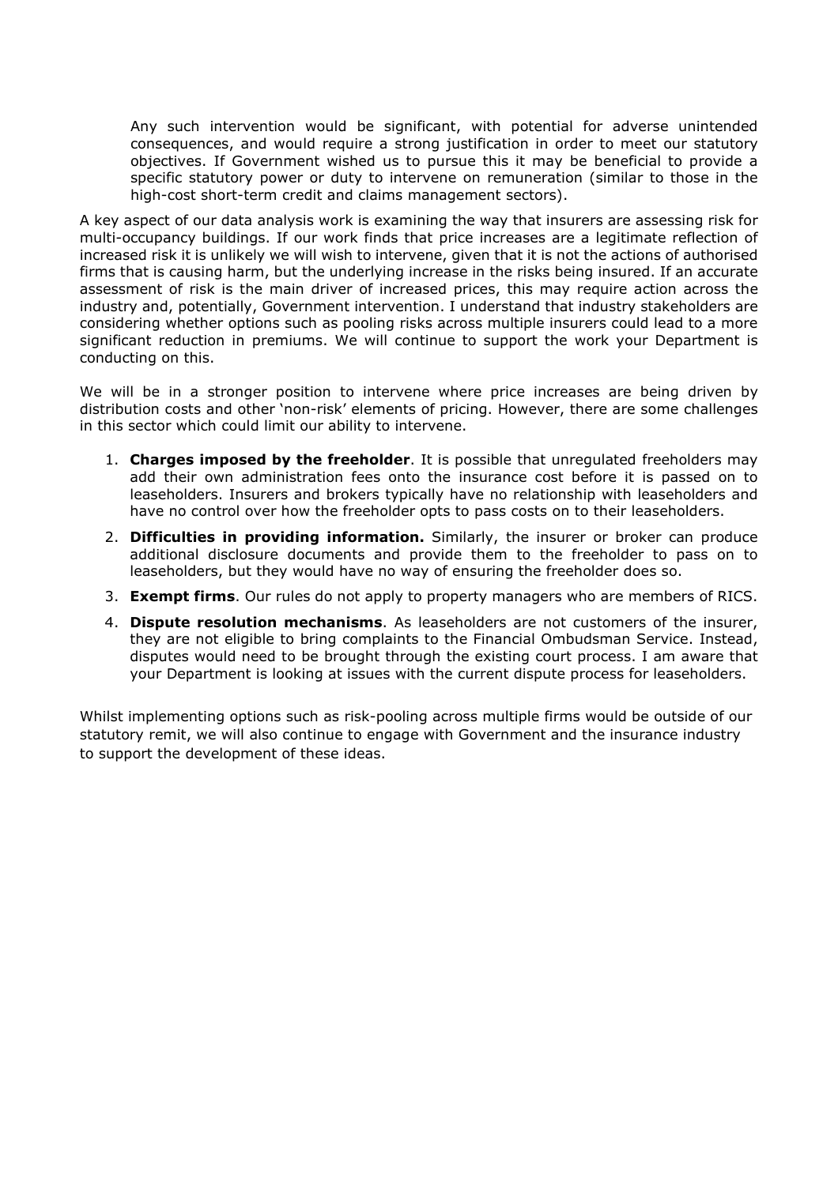> Any such intervention would be significant, with potential for adverse unintended consequences, and would require a strong justification in order to meet our statutory objectives. If Government wished us to pursue this it may be beneficial to provide a specific statutory power or duty to intervene on remuneration (similar to those in the high-cost short-term credit and claims management sectors).

A key aspect of our data analysis work is examining the way that insurers are assessing risk for multi-occupancy buildings. If our work finds that price increases are a legitimate reflection of increased risk it is unlikely we will wish to intervene, given that it is not the actions of authorised firms that is causing harm, but the underlying increase in the risks being insured. If an accurate assessment of risk is the main driver of increased prices, this may require action across the industry and, potentially, Government intervention. I understand that industry stakeholders are considering whether options such as pooling risks across multiple insurers could lead to a more significant reduction in premiums. We will continue to support the work your Department is conducting on this.

We will be in a stronger position to intervene where price increases are being driven by distribution costs and other 'non-risk' elements of pricing. However, there are some challenges in this sector which could limit our ability to intervene.

1. **Charges imposed by the freeholder**. It is possible that unregulated freeholders may add their own administration fees onto the insurance cost before it is passed on to leaseholders. Insurers and brokers typically have no relationship with leaseholders and have no control over how the freeholder opts to pass costs on to their leaseholders.
2. **Difficulties in providing information.** Similarly, the insurer or broker can produce additional disclosure documents and provide them to the freeholder to pass on to leaseholders, but they would have no way of ensuring the freeholder does so.
3. **Exempt firms**. Our rules do not apply to property managers who are members of RICS.
4. **Dispute resolution mechanisms**. As leaseholders are not customers of the insurer, they are not eligible to bring complaints to the Financial Ombudsman Service. Instead, disputes would need to be brought through the existing court process. I am aware that your Department is looking at issues with the current dispute process for leaseholders.

Whilst implementing options such as risk-pooling across multiple firms would be outside of our statutory remit, we will also continue to engage with Government and the insurance industry to support the development of these ideas.